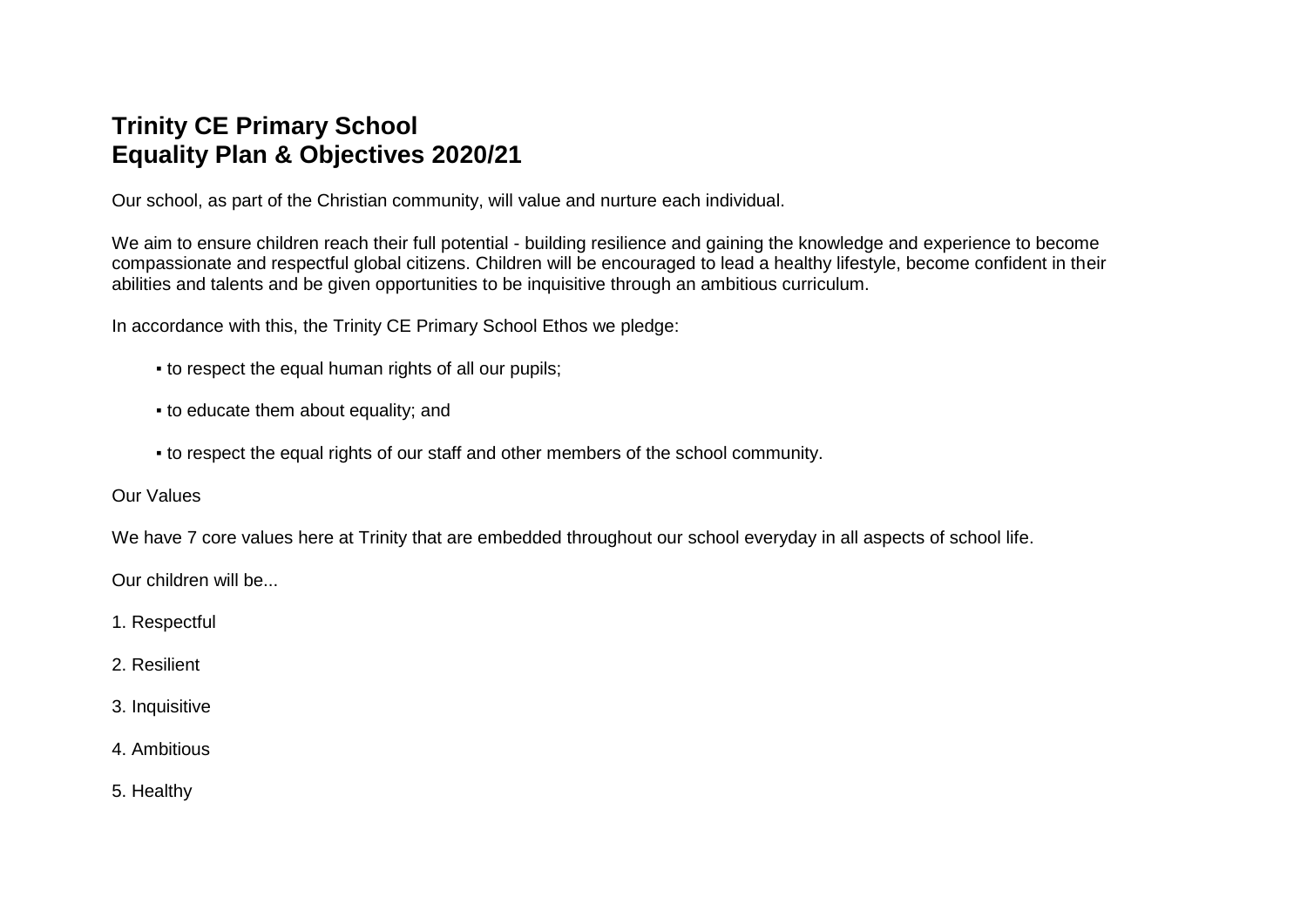# Trinity CE Primary School
# Equality Plan & Objectives 2020/21

Our school, as part of the Christian community, will value and nurture each individual.

We aim to ensure children reach their full potential - building resilience and gaining the knowledge and experience to become compassionate and respectful global citizens. Children will be encouraged to lead a healthy lifestyle, become confident in their abilities and talents and be given opportunities to be inquisitive through an ambitious curriculum.

In accordance with this, the Trinity CE Primary School Ethos we pledge:

- to respect the equal human rights of all our pupils;
- to educate them about equality; and
- to respect the equal rights of our staff and other members of the school community.

Our Values

We have 7 core values here at Trinity that are embedded throughout our school everyday in all aspects of school life.

Our children will be...

1. Respectful
2. Resilient
3. Inquisitive
4. Ambitious
5. Healthy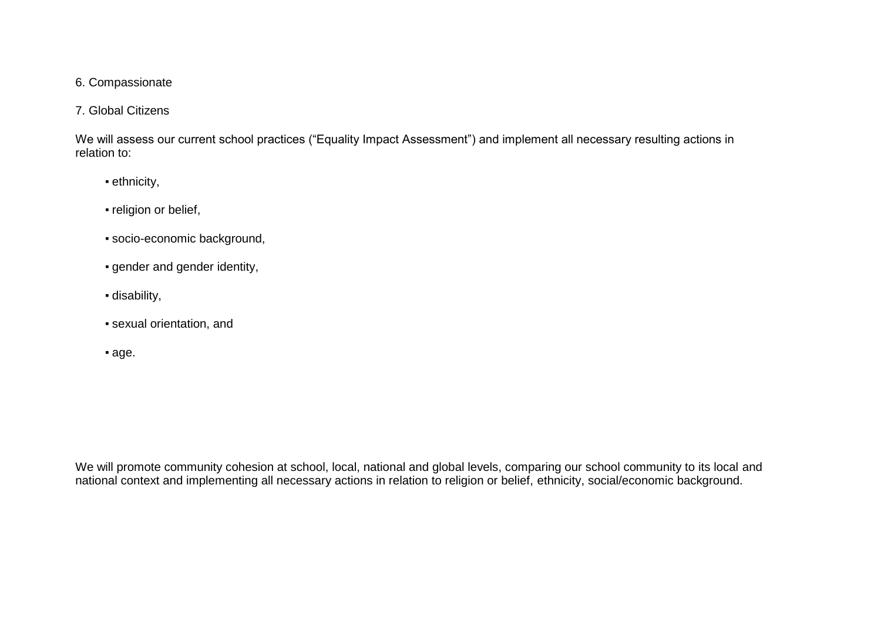6. Compassionate

7. Global Citizens

We will assess our current school practices ("Equality Impact Assessment") and implement all necessary resulting actions in relation to:

- ethnicity,
- religion or belief,
- socio-economic background,
- gender and gender identity,
- disability,
- sexual orientation, and
- age.

We will promote community cohesion at school, local, national and global levels, comparing our school community to its local and national context and implementing all necessary actions in relation to religion or belief, ethnicity, social/economic background.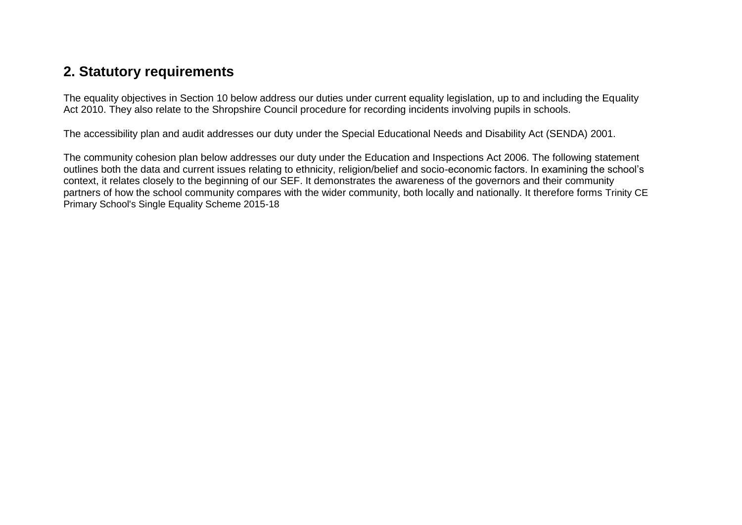## 2. Statutory requirements

The equality objectives in Section 10 below address our duties under current equality legislation, up to and including the Equality Act 2010. They also relate to the Shropshire Council procedure for recording incidents involving pupils in schools.

The accessibility plan and audit addresses our duty under the Special Educational Needs and Disability Act (SENDA) 2001.

The community cohesion plan below addresses our duty under the Education and Inspections Act 2006. The following statement outlines both the data and current issues relating to ethnicity, religion/belief and socio-economic factors. In examining the school's context, it relates closely to the beginning of our SEF. It demonstrates the awareness of the governors and their community partners of how the school community compares with the wider community, both locally and nationally. It therefore forms Trinity CE Primary School's Single Equality Scheme 2015-18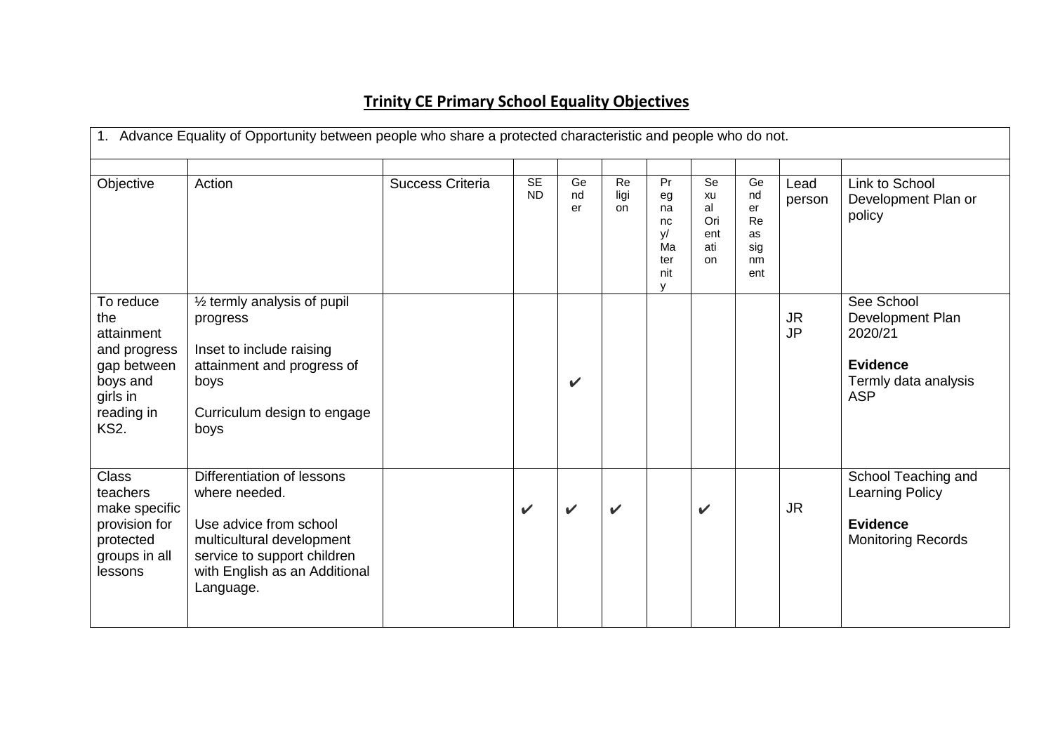# Trinity CE Primary School Equality Objectives

| 1. Advance Equality of Opportunity between people who share a protected characteristic and people who do not. | | | | | | | | | | | |
|---|---|---|---|---|---|---|---|---|---|---|---|
| | | | | | | | | | | | |
| Objective | Action | Success Criteria | SEND | Gender | Religion | Pregnancy/ Maternity | Sexual Orientation | Gender Reassignment | Lead person | Link to School Development Plan or policy |
| To reduce the attainment and progress gap between boys and girls in reading in KS2. | ½ termly analysis of pupil progress<br><br>Inset to include raising attainment and progress of boys<br><br>Curriculum design to engage boys | | | ✔ | | | | | JR<br>JP | See School Development Plan 2020/21<br><br>**Evidence**<br>Termly data analysis<br>ASP |
| Class teachers make specific provision for protected groups in all lessons | Differentiation of lessons where needed.<br><br>Use advice from school multicultural development service to support children with English as an Additional Language. | | ✔ | ✔ | ✔ | | ✔ | | JR | School Teaching and Learning Policy<br><br>**Evidence**<br>Monitoring Records |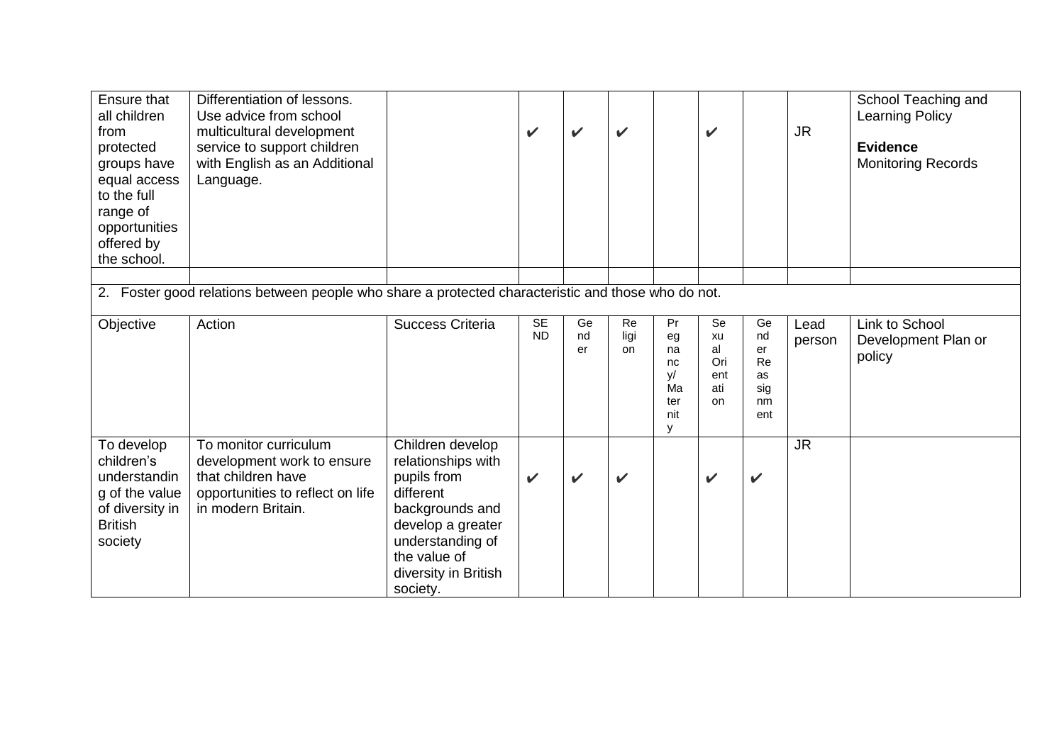| Ensure that all children from protected groups have equal access to the full range of opportunities offered by the school. | Differentiation of lessons. Use advice from school multicultural development service to support children with English as an Additional Language. | | ✔ | ✔ | ✔ | | ✔ | | JR | School Teaching and Learning Policy<br><br>**Evidence**<br>Monitoring Records |
|---|---|---|---|---|---|---|---|---|---|---|
| | | | | | | | | | | |
| 2. Foster good relations between people who share a protected characteristic and those who do not. | | | | | | | | | | |
| Objective | Action | Success Criteria | SEND | Gender | Religion | Pregnancy/ Maternity | Sexual Orientation | Gender Reassignment | Lead person | Link to School Development Plan or policy |
| To develop children's understanding of the value of diversity in British society | To monitor curriculum development work to ensure that children have opportunities to reflect on life in modern Britain. | Children develop relationships with pupils from different backgrounds and develop a greater understanding of the value of diversity in British society. | ✔ | ✔ | ✔ | | ✔ | ✔ | JR | |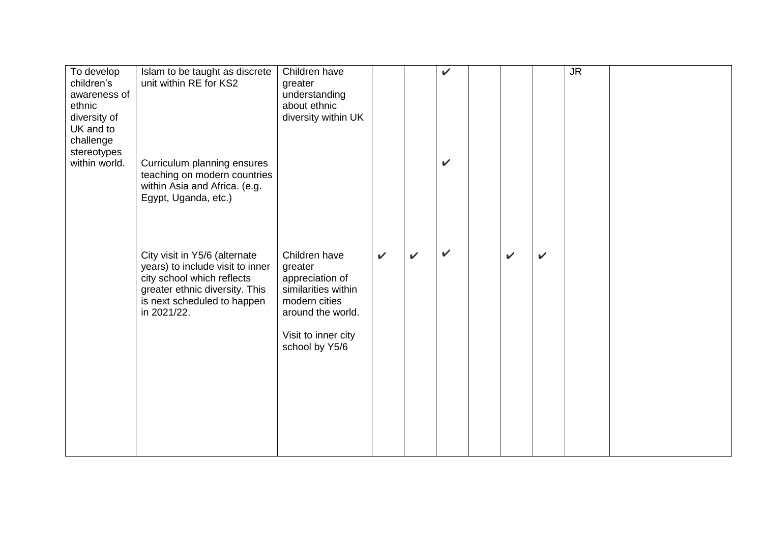| | | | | | | | | | | |
|---|---|---|---|---|---|---|---|---|---|---|
| To develop children's awareness of ethnic diversity of UK and to challenge stereotypes within world. | Islam to be taught as discrete unit within RE for KS2 | Children have greater understanding about ethnic diversity within UK | | | ✔ | | | | JR | |
| | Curriculum planning ensures teaching on modern countries within Asia and Africa. (e.g. Egypt, Uganda, etc.) | | | | ✔ | | | | | |
| | City visit in Y5/6 (alternate years) to include visit to inner city school which reflects greater ethnic diversity. This is next scheduled to happen in 2021/22. | Children have greater appreciation of similarities within modern cities around the world.<br><br>Visit to inner city school by Y5/6 | ✔ | ✔ | ✔ | | ✔ | ✔ | | |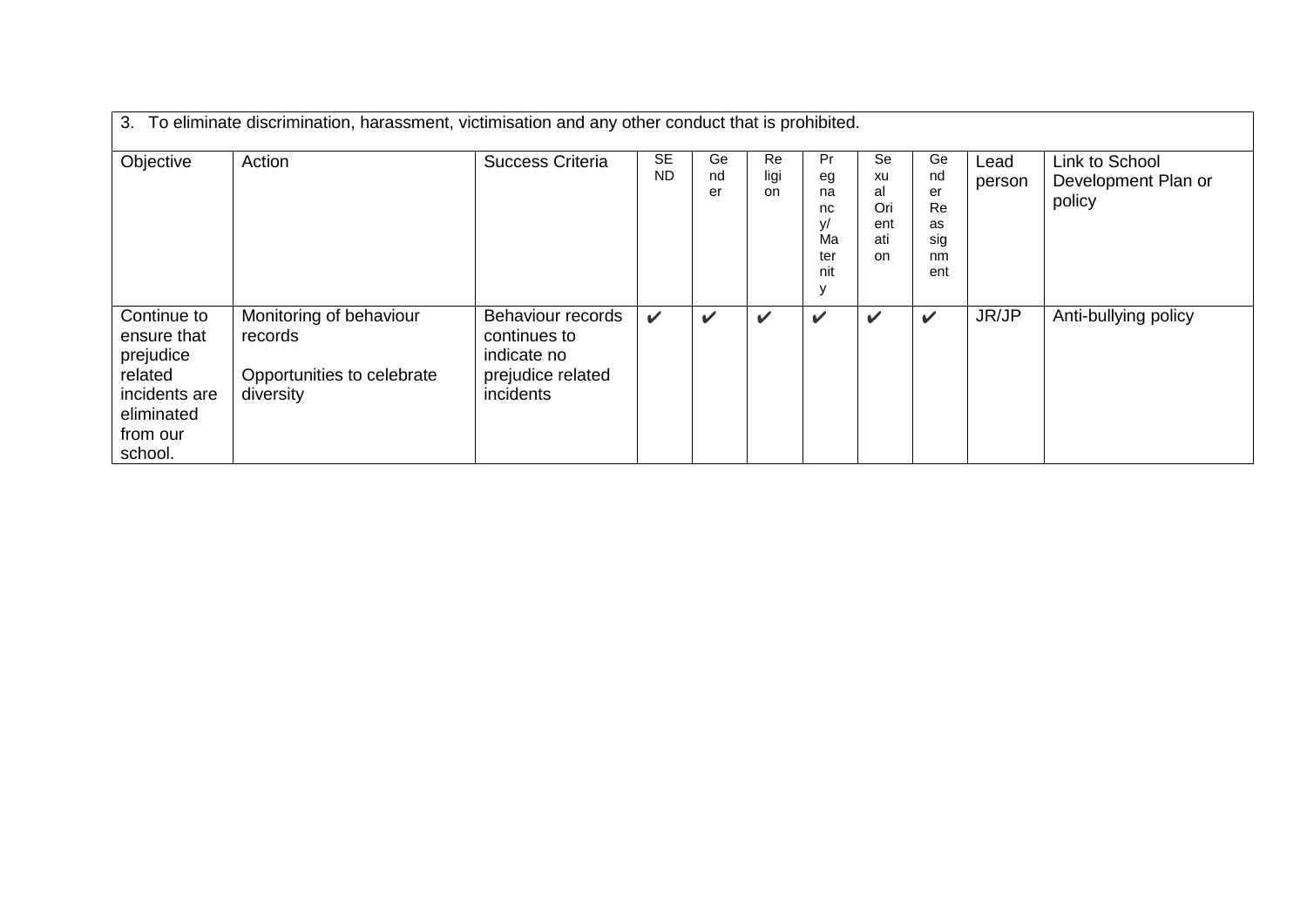| 3. To eliminate discrimination, harassment, victimisation and any other conduct that is prohibited. | | | | | | | | | | |
|---|---|---|---|---|---|---|---|---|---|---|
| Objective | Action | Success Criteria | SEND | Gender | Religion | Pregnancy/Maternity | Sexual Orientation | Gender Reassignment | Lead person | Link to School Development Plan or policy |
| Continue to ensure that prejudice related incidents are eliminated from our school. | Monitoring of behaviour records<br><br>Opportunities to celebrate diversity | Behaviour records continues to indicate no prejudice related incidents | ✔ | ✔ | ✔ | ✔ | ✔ | ✔ | JR/JP | Anti-bullying policy |